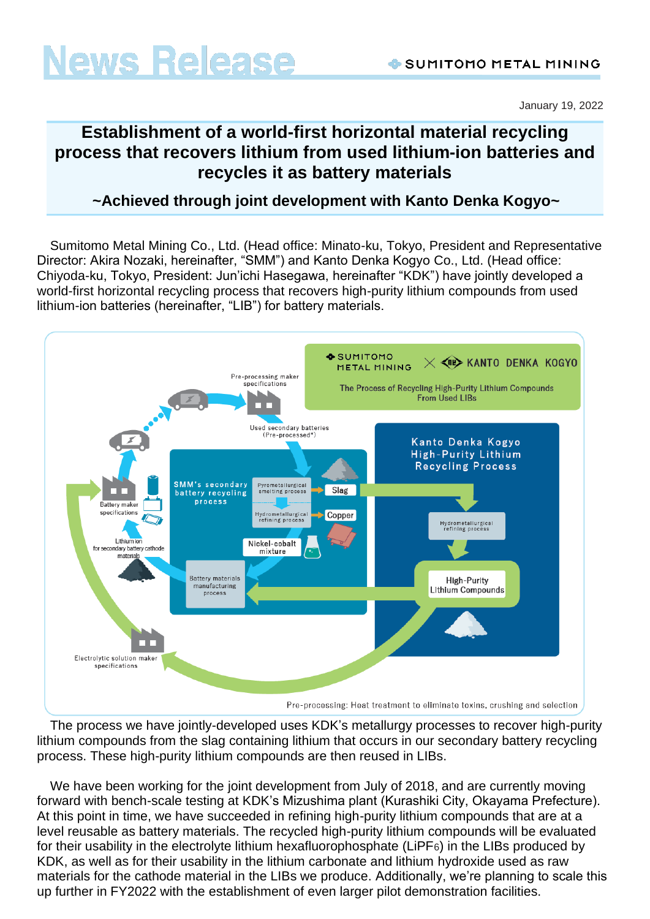January 19, 2022

# Establishment of a world-first horizontal material recycling process that recovers lithium from used lithium-ion batteries and recycles it as battery materials

## ~Achieved through joint development with Kanto Denka Kogyo~

Sumitomo Metal Mining Co., Ltd. (Head office: Minato-ku, Tokyo, President and Representative Director: Akira Nozaki, hereinafter, “SMM”) and Kanto Denka Kogyo Co., Ltd. (Head office: Chiyoda-ku, Tokyo, President: Jun’ichi Hasegawa, hereinafter “KDK”) have jointly developed a world-first horizontal recycling process that recovers high-purity lithium compounds from used lithium-ion batteries (hereinafter, “LIB”) for battery materials.

The process we have jointly-developed uses KDK’s metallurgy processes to recover high-purity lithium compounds from the slag containing lithium that occurs in our secondary battery recycling process. These high-purity lithium compounds are then reused in LIBs.

We have been working for the joint development from July of 2018, and are currently moving forward with bench-scale testing at KDK’s Mizushima plant (Kurashiki City, Okayama Prefecture). At this point in time, we have succeeded in refining high-purity lithium compounds that are at a level reusable as battery materials. The recycled high-purity lithium compounds will be evaluated for their usability in the electrolyte lithium hexafluorophosphate ($LiPF_6$) in the LIBs produced by KDK, as well as for their usability in the lithium carbonate and lithium hydroxide used as raw materials for the cathode material in the LIBs we produce. Additionally, we’re planning to scale this up further in FY2022 with the establishment of even larger pilot demonstration facilities.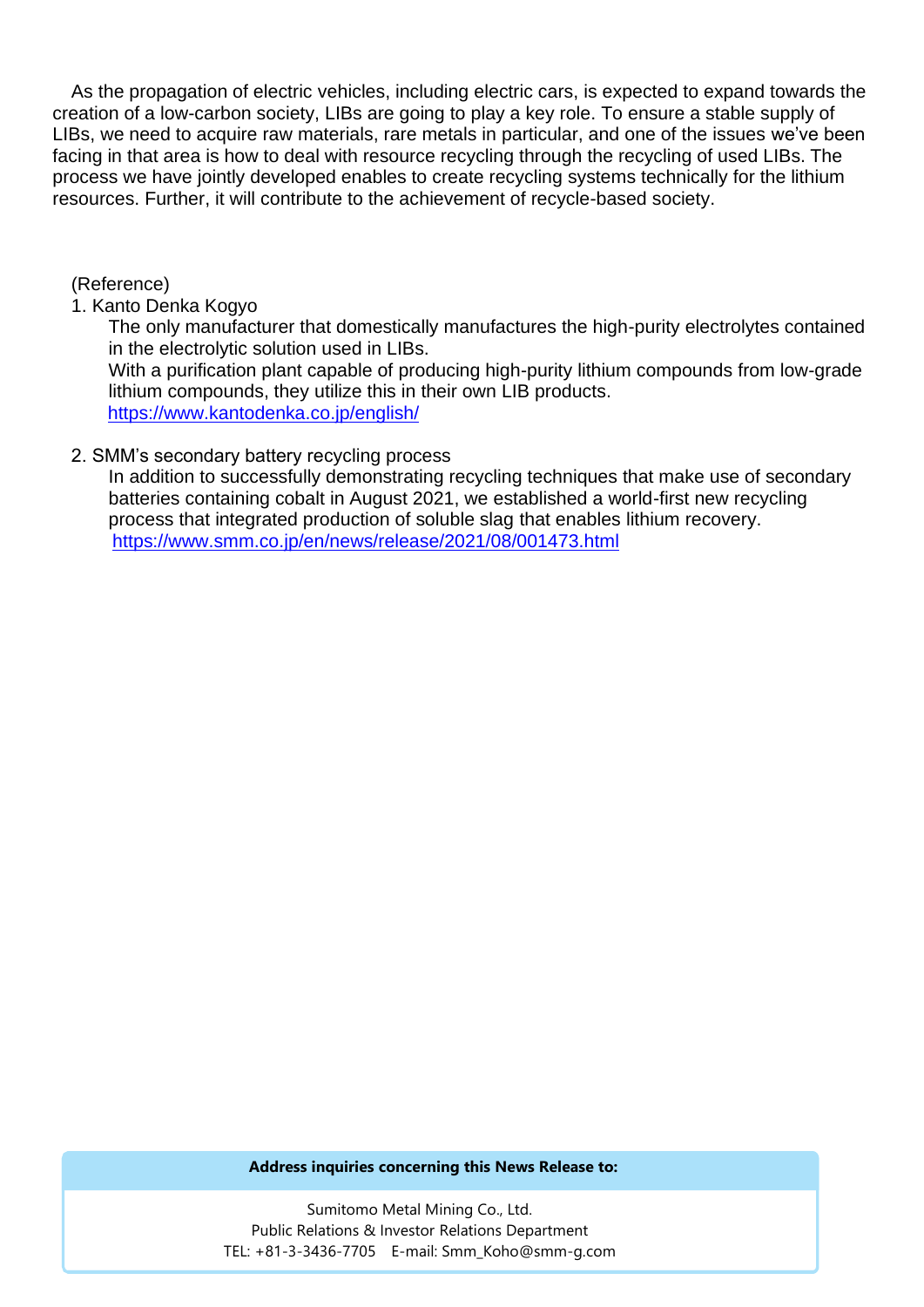As the propagation of electric vehicles, including electric cars, is expected to expand towards the creation of a low-carbon society, LIBs are going to play a key role. To ensure a stable supply of LIBs, we need to acquire raw materials, rare metals in particular, and one of the issues we've been facing in that area is how to deal with resource recycling through the recycling of used LIBs. The process we have jointly developed enables to create recycling systems technically for the lithium resources. Further, it will contribute to the achievement of recycle-based society.

(Reference)

1. Kanto Denka Kogyo

   The only manufacturer that domestically manufactures the high-purity electrolytes contained in the electrolytic solution used in LIBs.

   With a purification plant capable of producing high-purity lithium compounds from low-grade lithium compounds, they utilize this in their own LIB products.

   https://www.kantodenka.co.jp/english/

2. SMM's secondary battery recycling process

   In addition to successfully demonstrating recycling techniques that make use of secondary batteries containing cobalt in August 2021, we established a world-first new recycling process that integrated production of soluble slag that enables lithium recovery.

   https://www.smm.co.jp/en/news/release/2021/08/001473.html

**Address inquiries concerning this News Release to:**

Sumitomo Metal Mining Co., Ltd.
Public Relations & Investor Relations Department
TEL: +81-3-3436-7705 E-mail: Smm_Koho@smm-g.com